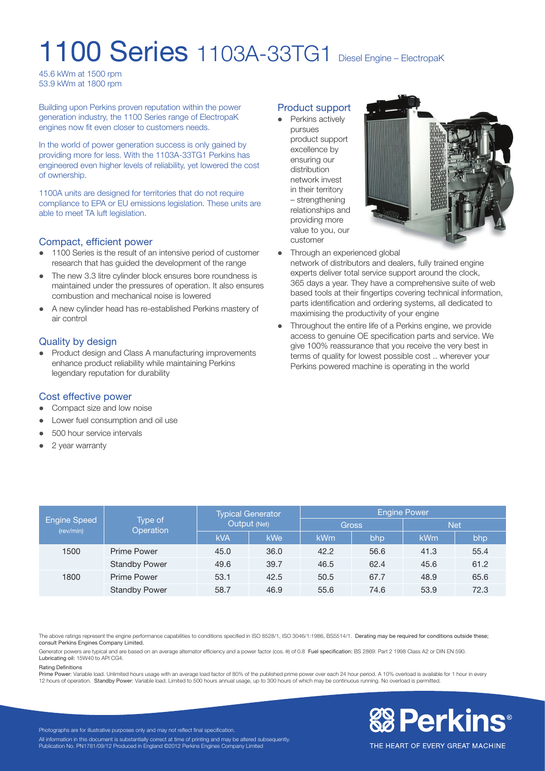# 1100 Series 1103A-33TG1 Diesel Engine – ElectropaK

45.6 kWm at 1500 rpm
53.9 kWm at 1800 rpm

Building upon Perkins proven reputation within the power generation industry, the 1100 Series range of ElectropaK engines now fit even closer to customers needs.

In the world of power generation success is only gained by providing more for less. With the 1103A-33TG1 Perkins has engineered even higher levels of reliability, yet lowered the cost of ownership.

1100A units are designed for territories that do not require compliance to EPA or EU emissions legislation. These units are able to meet TA luft legislation.

## Compact, efficient power

- 1100 Series is the result of an intensive period of customer research that has guided the development of the range
- The new 3.3 litre cylinder block ensures bore roundness is maintained under the pressures of operation. It also ensures combustion and mechanical noise is lowered
- A new cylinder head has re-established Perkins mastery of air control

## Quality by design

- Product design and Class A manufacturing improvements enhance product reliability while maintaining Perkins legendary reputation for durability

## Cost effective power

- Compact size and low noise
- Lower fuel consumption and oil use
- 500 hour service intervals
- 2 year warranty

## Product support

- Perkins actively pursues product support excellence by ensuring our distribution network invest in their territory – strengthening relationships and providing more value to you, our customer
- Through an experienced global network of distributors and dealers, fully trained engine experts deliver total service support around the clock, 365 days a year. They have a comprehensive suite of web based tools at their fingertips covering technical information, parts identification and ordering systems, all dedicated to maximising the productivity of your engine
- Throughout the entire life of a Perkins engine, we provide access to genuine OE specification parts and service. We give 100% reassurance that you receive the very best in terms of quality for lowest possible cost .. wherever your Perkins powered machine is operating in the world

| Engine Speed (rev/min) | Type of Operation | Typical Generator Output (Net) | | Engine Power | | | |
|---|---|---|---|---|---|---|---|
| | | | | Gross | | Net | |
| | | kVA | kWe | kWm | bhp | kWm | bhp |
| 1500 | Prime Power | 45.0 | 36.0 | 42.2 | 56.6 | 41.3 | 55.4 |
| | Standby Power | 49.6 | 39.7 | 46.5 | 62.4 | 45.6 | 61.2 |
| 1800 | Prime Power | 53.1 | 42.5 | 50.5 | 67.7 | 48.9 | 65.6 |
| | Standby Power | 58.7 | 46.9 | 55.6 | 74.6 | 53.9 | 72.3 |

The above ratings represent the engine performance capabilities to conditions specified in ISO 8528/1, ISO 3046/1:1986, BS5514/1. **Derating may be required for conditions outside these; consult Perkins Engines Company Limited.**

Generator powers are typical and are based on an average alternator efficiency and a power factor (cos. θ) of 0.8 **Fuel specification:** BS 2869: Part 2 1998 Class A2 or DIN EN 590. **Lubricating oil:** 15W40 to API CG4.

**Rating Definitions**

**Prime Power:** Variable load. Unlimited hours usage with an average load factor of 80% of the published prime power over each 24 hour period. A 10% overload is available for 1 hour in every 12 hours of operation. **Standby Power:** Variable load. Limited to 500 hours annual usage, up to 300 hours of which may be continuous running. No overload is permitted.

Photographs are for illustrative purposes only and may not reflect final specification.

All information in this document is substantially correct at time of printing and may be altered subsequently.
Publication No. PN1781/09/12 Produced in England ©2012 Perkins Engines Company Limited

Perkins®

THE HEART OF EVERY GREAT MACHINE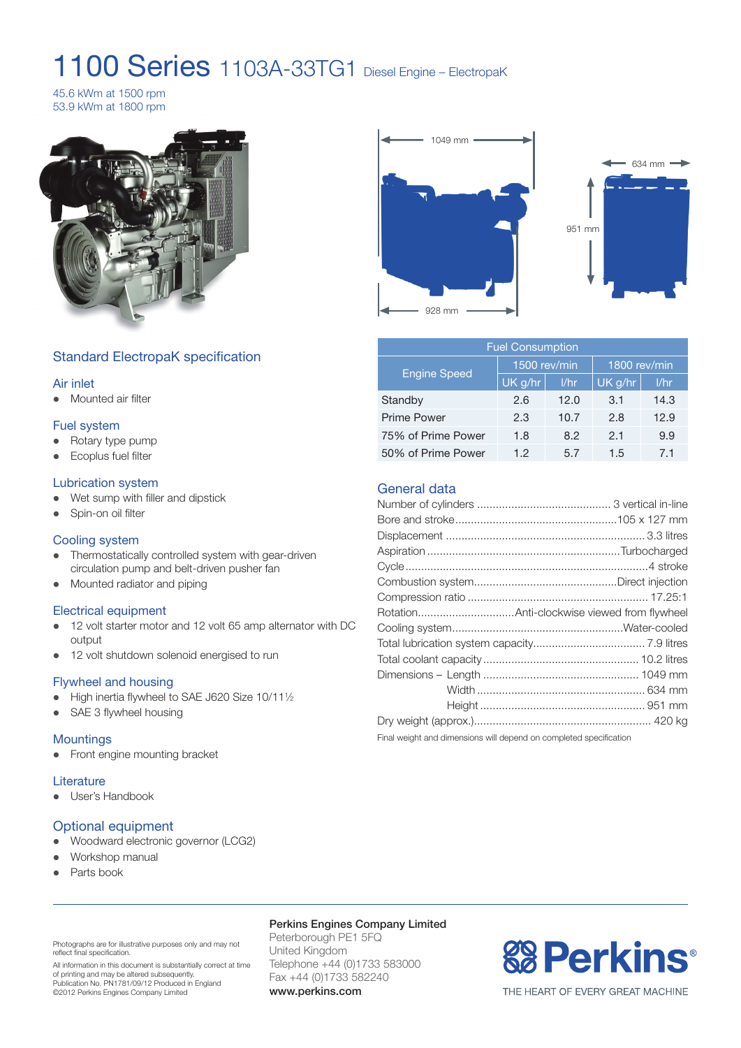# 1100 Series 1103A-33TG1 Diesel Engine – ElectropaK

45.6 kWm at 1500 rpm
53.9 kWm at 1800 rpm

1049 mm
634 mm
951 mm
928 mm

## Standard ElectropaK specification

### Air inlet
- Mounted air filter

### Fuel system
- Rotary type pump
- Ecoplus fuel filter

### Lubrication system
- Wet sump with filler and dipstick
- Spin-on oil filter

### Cooling system
- Thermostatically controlled system with gear-driven circulation pump and belt-driven pusher fan
- Mounted radiator and piping

### Electrical equipment
- 12 volt starter motor and 12 volt 65 amp alternator with DC output
- 12 volt shutdown solenoid energised to run

### Flywheel and housing
- High inertia flywheel to SAE J620 Size 10/11½
- SAE 3 flywheel housing

### Mountings
- Front engine mounting bracket

### Literature
- User's Handbook

## Optional equipment
- Woodward electronic governor (LCG2)
- Workshop manual
- Parts book

| Fuel Consumption | | | | |
|---|---|---|---|---|
| Engine Speed | 1500 rev/min | | 1800 rev/min | |
| | UK g/hr | l/hr | UK g/hr | l/hr |
| Standby | 2.6 | 12.0 | 3.1 | 14.3 |
| Prime Power | 2.3 | 10.7 | 2.8 | 12.9 |
| 75% of Prime Power | 1.8 | 8.2 | 2.1 | 9.9 |
| 50% of Prime Power | 1.2 | 5.7 | 1.5 | 7.1 |

## General data

| | |
|---|---|
| Number of cylinders | 3 vertical in-line |
| Bore and stroke | 105 x 127 mm |
| Displacement | 3.3 litres |
| Aspiration | Turbocharged |
| Cycle | 4 stroke |
| Combustion system | Direct injection |
| Compression ratio | 17.25:1 |
| Rotation | Anti-clockwise viewed from flywheel |
| Cooling system | Water-cooled |
| Total lubrication system capacity | 7.9 litres |
| Total coolant capacity | 10.2 litres |
| Dimensions – Length | 1049 mm |
| Width | 634 mm |
| Height | 951 mm |
| Dry weight (approx.) | 420 kg |

Final weight and dimensions will depend on completed specification

Photographs are for illustrative purposes only and may not reflect final specification.

All information in this document is substantially correct at time of printing and may be altered subsequently.
Publication No. PN1781/09/12 Produced in England
©2012 Perkins Engines Company Limited

**Perkins Engines Company Limited**
Peterborough PE1 5FQ
United Kingdom
Telephone +44 (0)1733 583000
Fax +44 (0)1733 582240
**www.perkins.com**

Perkins®
THE HEART OF EVERY GREAT MACHINE